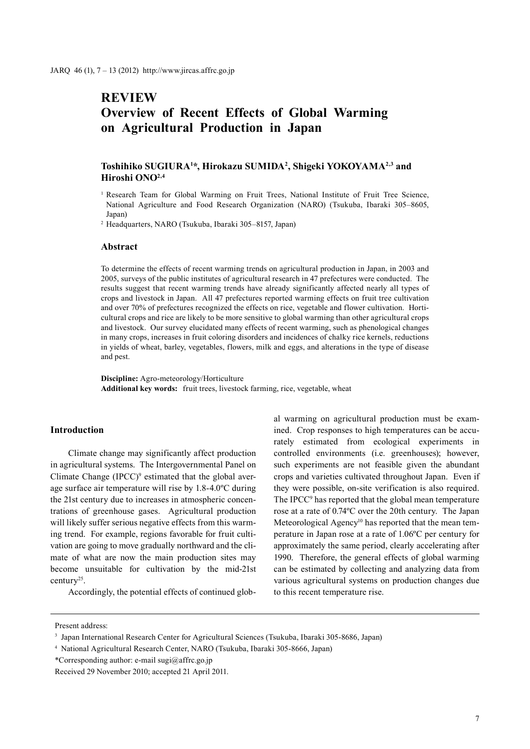# REVIEW
# Overview of Recent Effects of Global Warming on Agricultural Production in Japan

**Toshihiko SUGIURA[1]*, Hirokazu SUMIDA[2], Shigeki YOKOYAMA[2,3] and Hiroshi ONO[2,4]**

[1] Research Team for Global Warming on Fruit Trees, National Institute of Fruit Tree Science, National Agriculture and Food Research Organization (NARO) (Tsukuba, Ibaraki 305–8605, Japan)

[2] Headquarters, NARO (Tsukuba, Ibaraki 305–8157, Japan)

## Abstract

To determine the effects of recent warming trends on agricultural production in Japan, in 2003 and 2005, surveys of the public institutes of agricultural research in 47 prefectures were conducted. The results suggest that recent warming trends have already significantly affected nearly all types of crops and livestock in Japan. All 47 prefectures reported warming effects on fruit tree cultivation and over 70% of prefectures recognized the effects on rice, vegetable and flower cultivation. Horticultural crops and rice are likely to be more sensitive to global warming than other agricultural crops and livestock. Our survey elucidated many effects of recent warming, such as phenological changes in many crops, increases in fruit coloring disorders and incidences of chalky rice kernels, reductions in yields of wheat, barley, vegetables, flowers, milk and eggs, and alterations in the type of disease and pest.

**Discipline:** Agro-meteorology/Horticulture
**Additional key words:** fruit trees, livestock farming, rice, vegetable, wheat

## Introduction

Climate change may significantly affect production in agricultural systems. The Intergovernmental Panel on Climate Change (IPCC)[9] estimated that the global average surface air temperature will rise by 1.8-4.0ºC during the 21st century due to increases in atmospheric concentrations of greenhouse gases. Agricultural production will likely suffer serious negative effects from this warming trend. For example, regions favorable for fruit cultivation are going to move gradually northward and the climate of what are now the main production sites may become unsuitable for cultivation by the mid-21st century[25].

Accordingly, the potential effects of continued global warming on agricultural production must be examined. Crop responses to high temperatures can be accurately estimated from ecological experiments in controlled environments (i.e. greenhouses); however, such experiments are not feasible given the abundant crops and varieties cultivated throughout Japan. Even if they were possible, on-site verification is also required. The IPCC[9] has reported that the global mean temperature rose at a rate of 0.74ºC over the 20th century. The Japan Meteorological Agency[10] has reported that the mean temperature in Japan rose at a rate of 1.06ºC per century for approximately the same period, clearly accelerating after 1990. Therefore, the general effects of global warming can be estimated by collecting and analyzing data from various agricultural systems on production changes due to this recent temperature rise.

---

Present address:

[3] Japan International Research Center for Agricultural Sciences (Tsukuba, Ibaraki 305-8686, Japan)

[4] National Agricultural Research Center, NARO (Tsukuba, Ibaraki 305-8666, Japan)

*Corresponding author: e-mail sugi@affrc.go.jp

Received 29 November 2010; accepted 21 April 2011.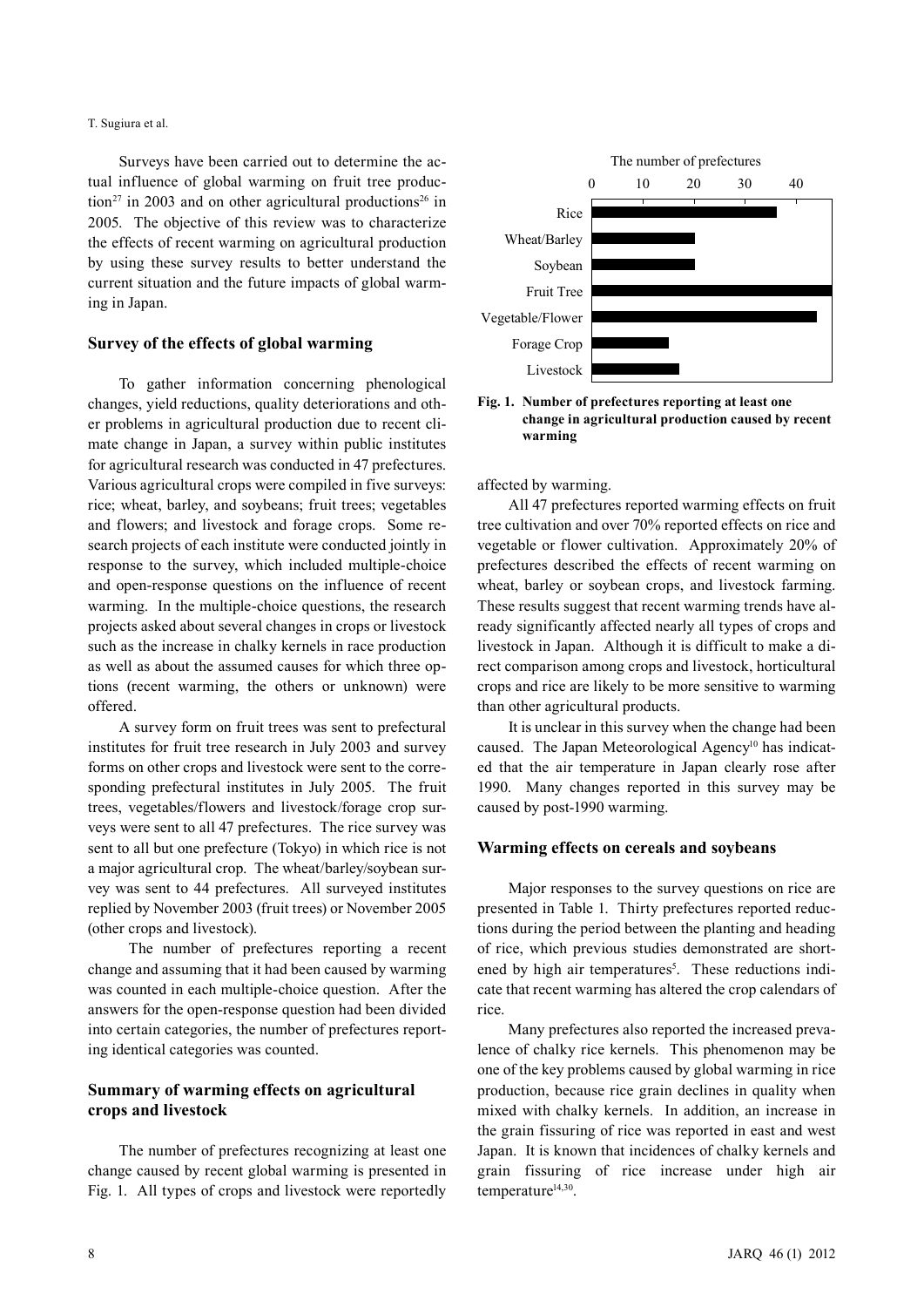Surveys have been carried out to determine the actual influence of global warming on fruit tree production[27] in 2003 and on other agricultural productions[26] in 2005. The objective of this review was to characterize the effects of recent warming on agricultural production by using these survey results to better understand the current situation and the future impacts of global warming in Japan.

## Survey of the effects of global warming

To gather information concerning phenological changes, yield reductions, quality deteriorations and other problems in agricultural production due to recent climate change in Japan, a survey within public institutes for agricultural research was conducted in 47 prefectures. Various agricultural crops were compiled in five surveys: rice; wheat, barley, and soybeans; fruit trees; vegetables and flowers; and livestock and forage crops. Some research projects of each institute were conducted jointly in response to the survey, which included multiple-choice and open-response questions on the influence of recent warming. In the multiple-choice questions, the research projects asked about several changes in crops or livestock such as the increase in chalky kernels in race production as well as about the assumed causes for which three options (recent warming, the others or unknown) were offered.

A survey form on fruit trees was sent to prefectural institutes for fruit tree research in July 2003 and survey forms on other crops and livestock were sent to the corresponding prefectural institutes in July 2005. The fruit trees, vegetables/flowers and livestock/forage crop surveys were sent to all 47 prefectures. The rice survey was sent to all but one prefecture (Tokyo) in which rice is not a major agricultural crop. The wheat/barley/soybean survey was sent to 44 prefectures. All surveyed institutes replied by November 2003 (fruit trees) or November 2005 (other crops and livestock).

The number of prefectures reporting a recent change and assuming that it had been caused by warming was counted in each multiple-choice question. After the answers for the open-response question had been divided into certain categories, the number of prefectures reporting identical categories was counted.

## Summary of warming effects on agricultural crops and livestock

The number of prefectures recognizing at least one change caused by recent global warming is presented in Fig. 1. All types of crops and livestock were reportedly affected by warming.

**Fig. 1. Number of prefectures reporting at least one change in agricultural production caused by recent warming**

All 47 prefectures reported warming effects on fruit tree cultivation and over 70% reported effects on rice and vegetable or flower cultivation. Approximately 20% of prefectures described the effects of recent warming on wheat, barley or soybean crops, and livestock farming. These results suggest that recent warming trends have already significantly affected nearly all types of crops and livestock in Japan. Although it is difficult to make a direct comparison among crops and livestock, horticultural crops and rice are likely to be more sensitive to warming than other agricultural products.

It is unclear in this survey when the change had been caused. The Japan Meteorological Agency[10] has indicated that the air temperature in Japan clearly rose after 1990. Many changes reported in this survey may be caused by post-1990 warming.

## Warming effects on cereals and soybeans

Major responses to the survey questions on rice are presented in Table 1. Thirty prefectures reported reductions during the period between the planting and heading of rice, which previous studies demonstrated are shortened by high air temperatures[5]. These reductions indicate that recent warming has altered the crop calendars of rice.

Many prefectures also reported the increased prevalence of chalky rice kernels. This phenomenon may be one of the key problems caused by global warming in rice production, because rice grain declines in quality when mixed with chalky kernels. In addition, an increase in the grain fissuring of rice was reported in east and west Japan. It is known that incidences of chalky kernels and grain fissuring of rice increase under high air temperature[14,30].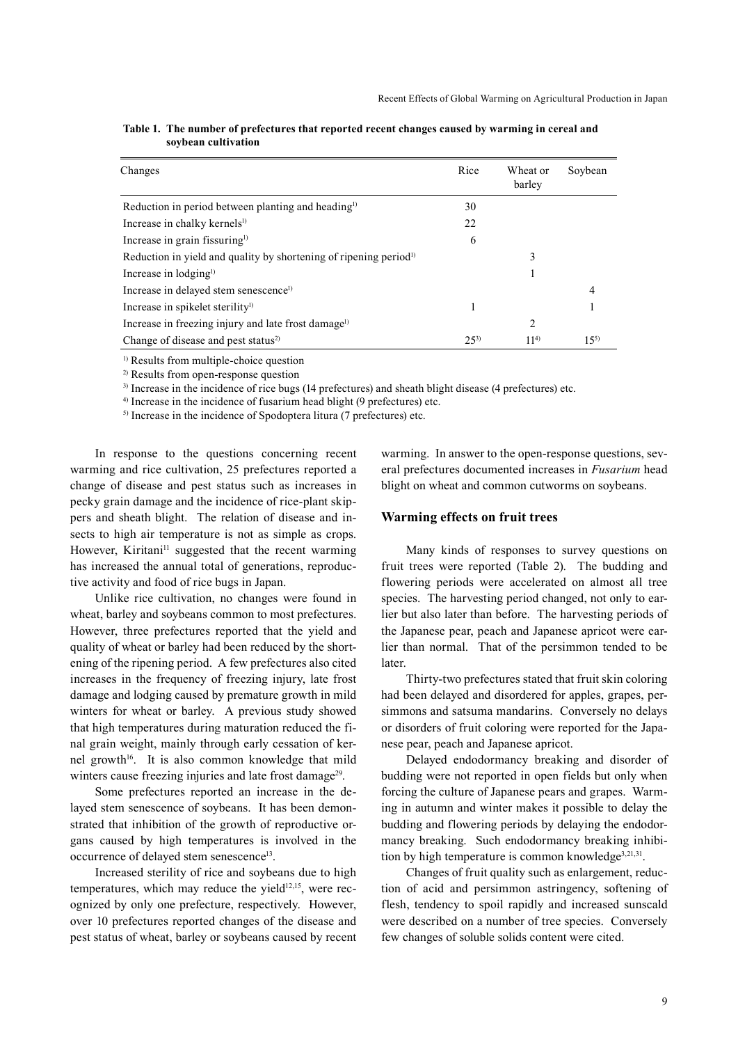**Table 1. The number of prefectures that reported recent changes caused by warming in cereal and soybean cultivation**

| Changes | Rice | Wheat or barley | Soybean |
|---|---|---|---|
| Reduction in period between planting and heading[1)] | 30 | | |
| Increase in chalky kernels[1)] | 22 | | |
| Increase in grain fissuring[1)] | 6 | | |
| Reduction in yield and quality by shortening of ripening period[1)] | | 3 | |
| Increase in lodging[1)] | | 1 | |
| Increase in delayed stem senescence[1)] | | | 4 |
| Increase in spikelet sterility[1)] | 1 | | 1 |
| Increase in freezing injury and late frost damage[1)] | | 2 | |
| Change of disease and pest status[2)] | 25[3)] | 11[4)] | 15[5)] |

[1)] Results from multiple-choice question

[2)] Results from open-response question

[3)] Increase in the incidence of rice bugs (14 prefectures) and sheath blight disease (4 prefectures) etc.

[4)] Increase in the incidence of fusarium head blight (9 prefectures) etc.

[5)] Increase in the incidence of Spodoptera litura (7 prefectures) etc.

In response to the questions concerning recent warming and rice cultivation, 25 prefectures reported a change of disease and pest status such as increases in pecky grain damage and the incidence of rice-plant skippers and sheath blight. The relation of disease and insects to high air temperature is not as simple as crops. However, Kiritani[11] suggested that the recent warming has increased the annual total of generations, reproductive activity and food of rice bugs in Japan.

Unlike rice cultivation, no changes were found in wheat, barley and soybeans common to most prefectures. However, three prefectures reported that the yield and quality of wheat or barley had been reduced by the shortening of the ripening period. A few prefectures also cited increases in the frequency of freezing injury, late frost damage and lodging caused by premature growth in mild winters for wheat or barley. A previous study showed that high temperatures during maturation reduced the final grain weight, mainly through early cessation of kernel growth[16]. It is also common knowledge that mild winters cause freezing injuries and late frost damage[29].

Some prefectures reported an increase in the delayed stem senescence of soybeans. It has been demonstrated that inhibition of the growth of reproductive organs caused by high temperatures is involved in the occurrence of delayed stem senescence[13].

Increased sterility of rice and soybeans due to high temperatures, which may reduce the yield[12,15], were recognized by only one prefecture, respectively. However, over 10 prefectures reported changes of the disease and pest status of wheat, barley or soybeans caused by recent warming. In answer to the open-response questions, several prefectures documented increases in *Fusarium* head blight on wheat and common cutworms on soybeans.

## Warming effects on fruit trees

Many kinds of responses to survey questions on fruit trees were reported (Table 2). The budding and flowering periods were accelerated on almost all tree species. The harvesting period changed, not only to earlier but also later than before. The harvesting periods of the Japanese pear, peach and Japanese apricot were earlier than normal. That of the persimmon tended to be later.

Thirty-two prefectures stated that fruit skin coloring had been delayed and disordered for apples, grapes, persimmons and satsuma mandarins. Conversely no delays or disorders of fruit coloring were reported for the Japanese pear, peach and Japanese apricot.

Delayed endodormancy breaking and disorder of budding were not reported in open fields but only when forcing the culture of Japanese pears and grapes. Warming in autumn and winter makes it possible to delay the budding and flowering periods by delaying the endodormancy breaking. Such endodormancy breaking inhibition by high temperature is common knowledge[3,21,31].

Changes of fruit quality such as enlargement, reduction of acid and persimmon astringency, softening of flesh, tendency to spoil rapidly and increased sunscald were described on a number of tree species. Conversely few changes of soluble solids content were cited.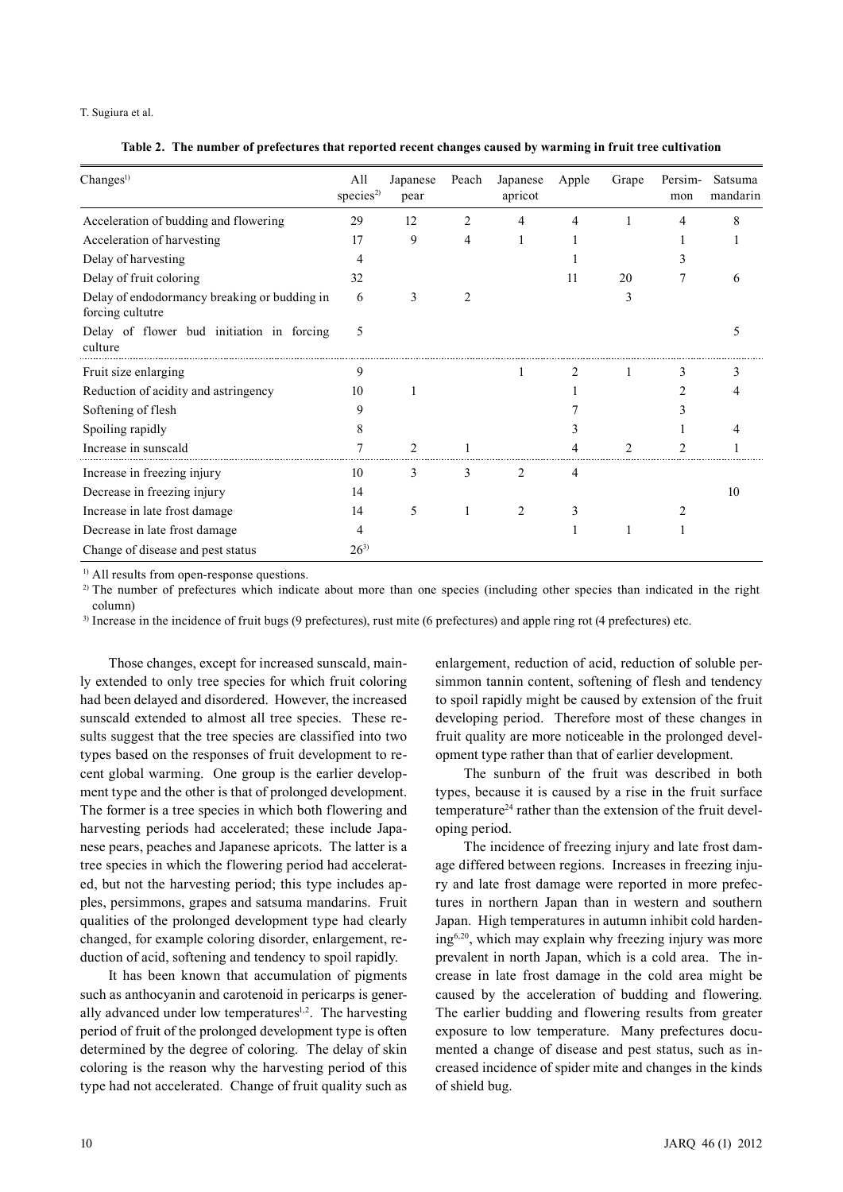**Table 2. The number of prefectures that reported recent changes caused by warming in fruit tree cultivation**

| Changes[1)] | All species[2)] | Japanese pear | Peach | Japanese apricot | Apple | Grape | Persimmon | Satsuma mandarin |
|---|---|---|---|---|---|---|---|---|
| Acceleration of budding and flowering | 29 | 12 | 2 | 4 | 4 | 1 | 4 | 8 |
| Acceleration of harvesting | 17 | 9 | 4 | 1 | 1 | | 1 | 1 |
| Delay of harvesting | 4 | | | | 1 | | 3 | |
| Delay of fruit coloring | 32 | | | | 11 | 20 | 7 | 6 |
| Delay of endodormancy breaking or budding in forcing cultutre | 6 | 3 | 2 | | | 3 | | |
| Delay of flower bud initiation in forcing culture | 5 | | | | | | | 5 |
| Fruit size enlarging | 9 | | | 1 | 2 | 1 | 3 | 3 |
| Reduction of acidity and astringency | 10 | 1 | | | 1 | | 2 | 4 |
| Softening of flesh | 9 | | | | 7 | | 3 | |
| Spoiling rapidly | 8 | | | | 3 | | 1 | 4 |
| Increase in sunscald | 7 | 2 | 1 | | 4 | 2 | 2 | 1 |
| Increase in freezing injury | 10 | 3 | 3 | 2 | 4 | | | |
| Decrease in freezing injury | 14 | | | | | | | 10 |
| Increase in late frost damage | 14 | 5 | 1 | 2 | 3 | | 2 | |
| Decrease in late frost damage | 4 | | | | 1 | 1 | 1 | |
| Change of disease and pest status | 26[3)] | | | | | | | |

[1)] All results from open-response questions.
[2)] The number of prefectures which indicate about more than one species (including other species than indicated in the right column)
[3)] Increase in the incidence of fruit bugs (9 prefectures), rust mite (6 prefectures) and apple ring rot (4 prefectures) etc.

Those changes, except for increased sunscald, mainly extended to only tree species for which fruit coloring had been delayed and disordered. However, the increased sunscald extended to almost all tree species. These results suggest that the tree species are classified into two types based on the responses of fruit development to recent global warming. One group is the earlier development type and the other is that of prolonged development. The former is a tree species in which both flowering and harvesting periods had accelerated; these include Japanese pears, peaches and Japanese apricots. The latter is a tree species in which the flowering period had accelerated, but not the harvesting period; this type includes apples, persimmons, grapes and satsuma mandarins. Fruit qualities of the prolonged development type had clearly changed, for example coloring disorder, enlargement, reduction of acid, softening and tendency to spoil rapidly.

It has been known that accumulation of pigments such as anthocyanin and carotenoid in pericarps is generally advanced under low temperatures[1,2]. The harvesting period of fruit of the prolonged development type is often determined by the degree of coloring. The delay of skin coloring is the reason why the harvesting period of this type had not accelerated. Change of fruit quality such as enlargement, reduction of acid, reduction of soluble persimmon tannin content, softening of flesh and tendency to spoil rapidly might be caused by extension of the fruit developing period. Therefore most of these changes in fruit quality are more noticeable in the prolonged development type rather than that of earlier development.

The sunburn of the fruit was described in both types, because it is caused by a rise in the fruit surface temperature[24] rather than the extension of the fruit developing period.

The incidence of freezing injury and late frost damage differed between regions. Increases in freezing injury and late frost damage were reported in more prefectures in northern Japan than in western and southern Japan. High temperatures in autumn inhibit cold hardening[6,20], which may explain why freezing injury was more prevalent in north Japan, which is a cold area. The increase in late frost damage in the cold area might be caused by the acceleration of budding and flowering. The earlier budding and flowering results from greater exposure to low temperature. Many prefectures documented a change of disease and pest status, such as increased incidence of spider mite and changes in the kinds of shield bug.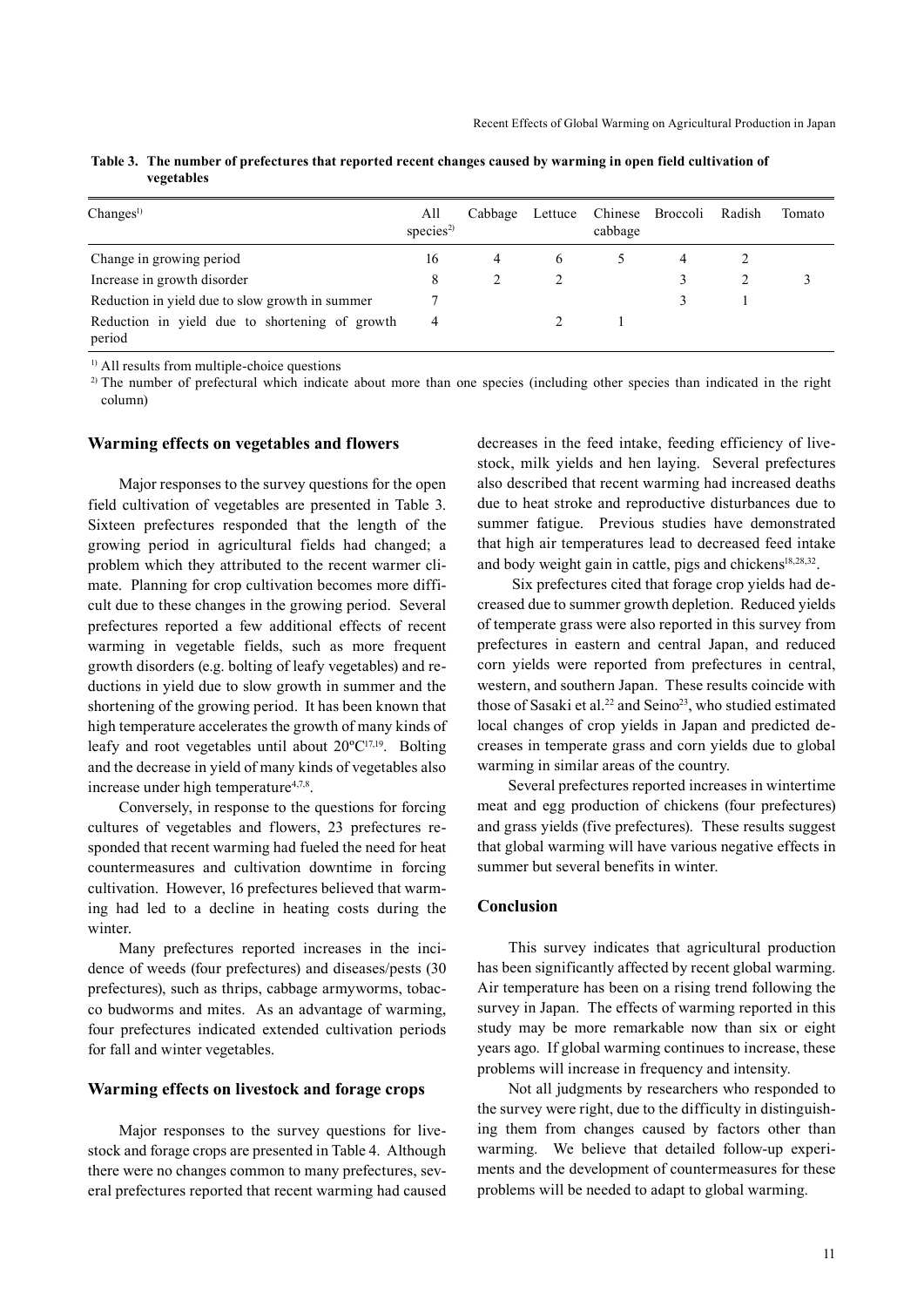**Table 3. The number of prefectures that reported recent changes caused by warming in open field cultivation of vegetables**

| Changes[1] | All species[2] | Cabbage | Lettuce | Chinese cabbage | Broccoli | Radish | Tomato |
|---|---|---|---|---|---|---|---|
| Change in growing period | 16 | 4 | 6 | 5 | 4 | 2 | |
| Increase in growth disorder | 8 | 2 | 2 | | 3 | 2 | 3 |
| Reduction in yield due to slow growth in summer | 7 | | | | 3 | 1 | |
| Reduction in yield due to shortening of growth period | 4 | | 2 | 1 | | | |

[1] All results from multiple-choice questions

[2] The number of prefectural which indicate about more than one species (including other species than indicated in the right column)

## Warming effects on vegetables and flowers

Major responses to the survey questions for the open field cultivation of vegetables are presented in Table 3. Sixteen prefectures responded that the length of the growing period in agricultural fields had changed; a problem which they attributed to the recent warmer climate. Planning for crop cultivation becomes more difficult due to these changes in the growing period. Several prefectures reported a few additional effects of recent warming in vegetable fields, such as more frequent growth disorders (e.g. bolting of leafy vegetables) and reductions in yield due to slow growth in summer and the shortening of the growing period. It has been known that high temperature accelerates the growth of many kinds of leafy and root vegetables until about 20ºC[17,19]. Bolting and the decrease in yield of many kinds of vegetables also increase under high temperature[4,7,8].

Conversely, in response to the questions for forcing cultures of vegetables and flowers, 23 prefectures responded that recent warming had fueled the need for heat countermeasures and cultivation downtime in forcing cultivation. However, 16 prefectures believed that warming had led to a decline in heating costs during the winter.

Many prefectures reported increases in the incidence of weeds (four prefectures) and diseases/pests (30 prefectures), such as thrips, cabbage armyworms, tobacco budworms and mites. As an advantage of warming, four prefectures indicated extended cultivation periods for fall and winter vegetables.

## Warming effects on livestock and forage crops

Major responses to the survey questions for livestock and forage crops are presented in Table 4. Although there were no changes common to many prefectures, several prefectures reported that recent warming had caused decreases in the feed intake, feeding efficiency of livestock, milk yields and hen laying. Several prefectures also described that recent warming had increased deaths due to heat stroke and reproductive disturbances due to summer fatigue. Previous studies have demonstrated that high air temperatures lead to decreased feed intake and body weight gain in cattle, pigs and chickens[18,28,32].

Six prefectures cited that forage crop yields had decreased due to summer growth depletion. Reduced yields of temperate grass were also reported in this survey from prefectures in eastern and central Japan, and reduced corn yields were reported from prefectures in central, western, and southern Japan. These results coincide with those of Sasaki et al.[22] and Seino[23], who studied estimated local changes of crop yields in Japan and predicted decreases in temperate grass and corn yields due to global warming in similar areas of the country.

Several prefectures reported increases in wintertime meat and egg production of chickens (four prefectures) and grass yields (five prefectures). These results suggest that global warming will have various negative effects in summer but several benefits in winter.

## Conclusion

This survey indicates that agricultural production has been significantly affected by recent global warming. Air temperature has been on a rising trend following the survey in Japan. The effects of warming reported in this study may be more remarkable now than six or eight years ago. If global warming continues to increase, these problems will increase in frequency and intensity.

Not all judgments by researchers who responded to the survey were right, due to the difficulty in distinguishing them from changes caused by factors other than warming. We believe that detailed follow-up experiments and the development of countermeasures for these problems will be needed to adapt to global warming.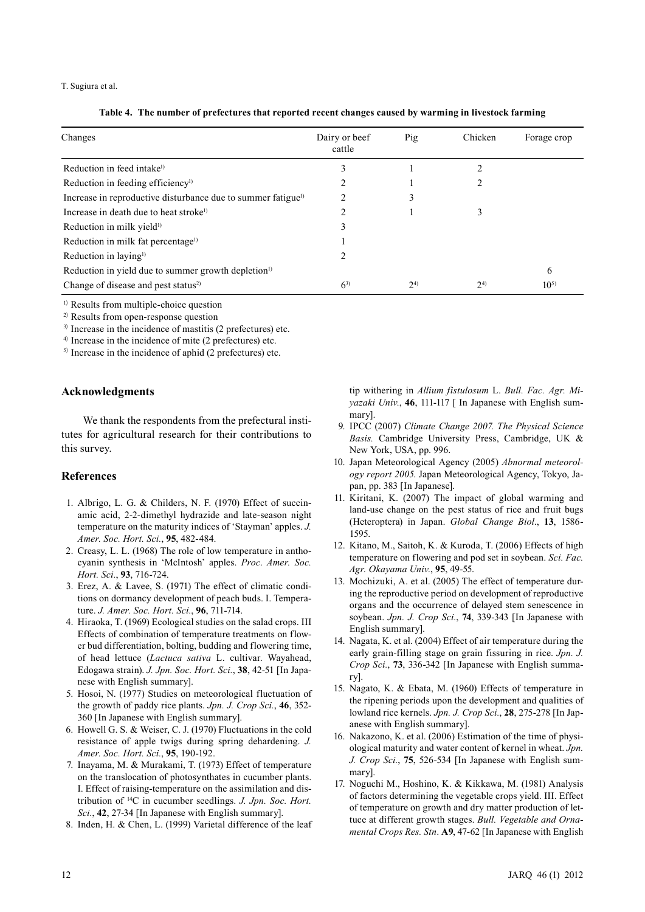**Table 4. The number of prefectures that reported recent changes caused by warming in livestock farming**

| Changes | Dairy or beef cattle | Pig | Chicken | Forage crop |
|---|---|---|---|---|
| Reduction in feed intake[1)] | 3 | 1 | 2 | |
| Reduction in feeding efficiency[1)] | 2 | 1 | 2 | |
| Increase in reproductive disturbance due to summer fatigue[1)] | 2 | 3 | | |
| Increase in death due to heat stroke[1)] | 2 | 1 | 3 | |
| Reduction in milk yield[1)] | 3 | | | |
| Reduction in milk fat percentage[1)] | 1 | | | |
| Reduction in laying[1)] | 2 | | | |
| Reduction in yield due to summer growth depletion[1)] | | | | 6 |
| Change of disease and pest status[2)] | 6[3)] | 2[4)] | 2[4)] | 10[5)] |

[1)] Results from multiple-choice question
[2)] Results from open-response question
[3)] Increase in the incidence of mastitis (2 prefectures) etc.
[4)] Increase in the incidence of mite (2 prefectures) etc.
[5)] Increase in the incidence of aphid (2 prefectures) etc.

## Acknowledgments

We thank the respondents from the prefectural institutes for agricultural research for their contributions to this survey.

## References

1. Albrigo, L. G. & Childers, N. F. (1970) Effect of succinamic acid, 2-2-dimethyl hydrazide and late-season night temperature on the maturity indices of 'Stayman' apples. *J. Amer. Soc. Hort. Sci.*, **95**, 482-484.
2. Creasy, L. L. (1968) The role of low temperature in anthocyanin synthesis in 'McIntosh' apples. *Proc. Amer. Soc. Hort. Sci.*, **93**, 716-724.
3. Erez, A. & Lavee, S. (1971) The effect of climatic conditions on dormancy development of peach buds. I. Temperature. *J. Amer. Soc. Hort. Sci.*, **96**, 711-714.
4. Hiraoka, T. (1969) Ecological studies on the salad crops. III Effects of combination of temperature treatments on flower bud differentiation, bolting, budding and flowering time, of head lettuce (*Lactuca sativa* L. cultivar. Wayahead, Edogawa strain). *J. Jpn. Soc. Hort. Sci.*, **38**, 42-51 [In Japanese with English summary].
5. Hosoi, N. (1977) Studies on meteorological fluctuation of the growth of paddy rice plants. *Jpn. J. Crop Sci.*, **46**, 352-360 [In Japanese with English summary].
6. Howell G. S. & Weiser, C. J. (1970) Fluctuations in the cold resistance of apple twigs during spring dehardening. *J. Amer. Soc. Hort. Sci.*, **95**, 190-192.
7. Inayama, M. & Murakami, T. (1973) Effect of temperature on the translocation of photosynthates in cucumber plants. I. Effect of raising-temperature on the assimilation and distribution of $^{14}C$ in cucumber seedlings. *J. Jpn. Soc. Hort. Sci.*, **42**, 27-34 [In Japanese with English summary].
8. Inden, H. & Chen, L. (1999) Varietal difference of the leaf tip withering in *Allium fistulosum* L. *Bull. Fac. Agr. Miyazaki Univ.*, **46**, 111-117 [ In Japanese with English summary].
9. IPCC (2007) *Climate Change 2007. The Physical Science Basis.* Cambridge University Press, Cambridge, UK & New York, USA, pp. 996.
10. Japan Meteorological Agency (2005) *Abnormal meteorology report 2005.* Japan Meteorological Agency, Tokyo, Japan, pp. 383 [In Japanese].
11. Kiritani, K. (2007) The impact of global warming and land-use change on the pest status of rice and fruit bugs (Heteroptera) in Japan. *Global Change Biol.*, **13**, 1586-1595.
12. Kitano, M., Saitoh, K. & Kuroda, T. (2006) Effects of high temperature on flowering and pod set in soybean. *Sci. Fac. Agr. Okayama Univ.*, **95**, 49-55.
13. Mochizuki, A. et al. (2005) The effect of temperature during the reproductive period on development of reproductive organs and the occurrence of delayed stem senescence in soybean. *Jpn. J. Crop Sci.*, **74**, 339-343 [In Japanese with English summary].
14. Nagata, K. et al. (2004) Effect of air temperature during the early grain-filling stage on grain fissuring in rice. *Jpn. J. Crop Sci.*, **73**, 336-342 [In Japanese with English summary].
15. Nagato, K. & Ebata, M. (1960) Effects of temperature in the ripening periods upon the development and qualities of lowland rice kernels. *Jpn. J. Crop Sci.*, **28**, 275-278 [In Japanese with English summary].
16. Nakazono, K. et al. (2006) Estimation of the time of physiological maturity and water content of kernel in wheat. *Jpn. J. Crop Sci.*, **75**, 526-534 [In Japanese with English summary].
17. Noguchi M., Hoshino, K. & Kikkawa, M. (1981) Analysis of factors determining the vegetable crops yield. III. Effect of temperature on growth and dry matter production of lettuce at different growth stages. *Bull. Vegetable and Ornamental Crops Res. Stn*. **A9**, 47-62 [In Japanese with English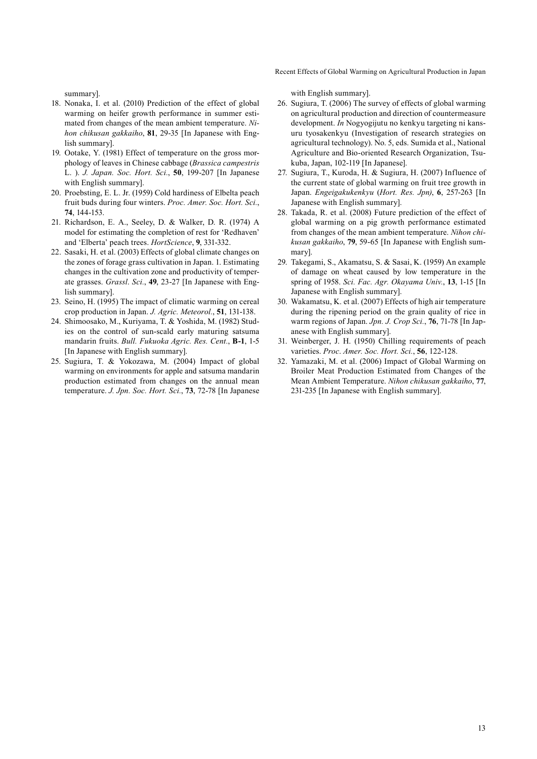summary].

18. Nonaka, I. et al. (2010) Prediction of the effect of global warming on heifer growth performance in summer estimated from changes of the mean ambient temperature. *Nihon chikusan gakkaiho*, **81**, 29-35 [In Japanese with English summary].
19. Ootake, Y. (1981) Effect of temperature on the gross morphology of leaves in Chinese cabbage (*Brassica campestris* L. ). *J. Japan. Soc. Hort. Sci*., **50**, 199-207 [In Japanese with English summary].
20. Proebsting, E. L. Jr. (1959) Cold hardiness of Elbelta peach fruit buds during four winters. *Proc. Amer. Soc. Hort. Sci*., **74**, 144-153.
21. Richardson, E. A., Seeley, D. & Walker, D. R. (1974) A model for estimating the completion of rest for 'Redhaven' and 'Elberta' peach trees. *HortScience*, **9**, 331-332.
22. Sasaki, H. et al. (2003) Effects of global climate changes on the zones of forage grass cultivation in Japan. 1. Estimating changes in the cultivation zone and productivity of temperate grasses. *Grassl. Sci*., **49**, 23-27 [In Japanese with English summary].
23. Seino, H. (1995) The impact of climatic warming on cereal crop production in Japan. *J. Agric. Meteorol*., **51**, 131-138.
24. Shimoosako, M., Kuriyama, T. & Yoshida, M. (1982) Studies on the control of sun-scald early maturing satsuma mandarin fruits. *Bull. Fukuoka Agric. Res. Cent*., **B-1**, 1-5 [In Japanese with English summary].
25. Sugiura, T. & Yokozawa, M. (2004) Impact of global warming on environments for apple and satsuma mandarin production estimated from changes on the annual mean temperature. *J. Jpn. Soc. Hort. Sci*., **73**, 72-78 [In Japanese with English summary].
26. Sugiura, T. (2006) The survey of effects of global warming on agricultural production and direction of countermeasure development. *In* Nogyogijutu no kenkyu targeting ni kansuru tyosakenkyu (Investigation of research strategies on agricultural technology). No. 5, eds. Sumida et al., National Agriculture and Bio-oriented Research Organization, Tsukuba, Japan, 102-119 [In Japanese].
27. Sugiura, T., Kuroda, H. & Sugiura, H. (2007) Influence of the current state of global warming on fruit tree growth in Japan. *Engeigakukenkyu* (*Hort. Res. Jpn)*, **6**, 257-263 [In Japanese with English summary].
28. Takada, R. et al. (2008) Future prediction of the effect of global warming on a pig growth performance estimated from changes of the mean ambient temperature. *Nihon chikusan gakkaiho*, **79**, 59-65 [In Japanese with English summary].
29. Takegami, S., Akamatsu, S. & Sasai, K. (1959) An example of damage on wheat caused by low temperature in the spring of 1958. *Sci. Fac. Agr. Okayama Univ*., **13**, 1-15 [In Japanese with English summary].
30. Wakamatsu, K. et al. (2007) Effects of high air temperature during the ripening period on the grain quality of rice in warm regions of Japan. *Jpn. J. Crop Sci*., **76**, 71-78 [In Japanese with English summary].
31. Weinberger, J. H. (1950) Chilling requirements of peach varieties. *Proc. Amer. Soc. Hort. Sci*., **56**, 122-128.
32. Yamazaki, M. et al. (2006) Impact of Global Warming on Broiler Meat Production Estimated from Changes of the Mean Ambient Temperature. *Nihon chikusan gakkaiho*, **77**, 231-235 [In Japanese with English summary].